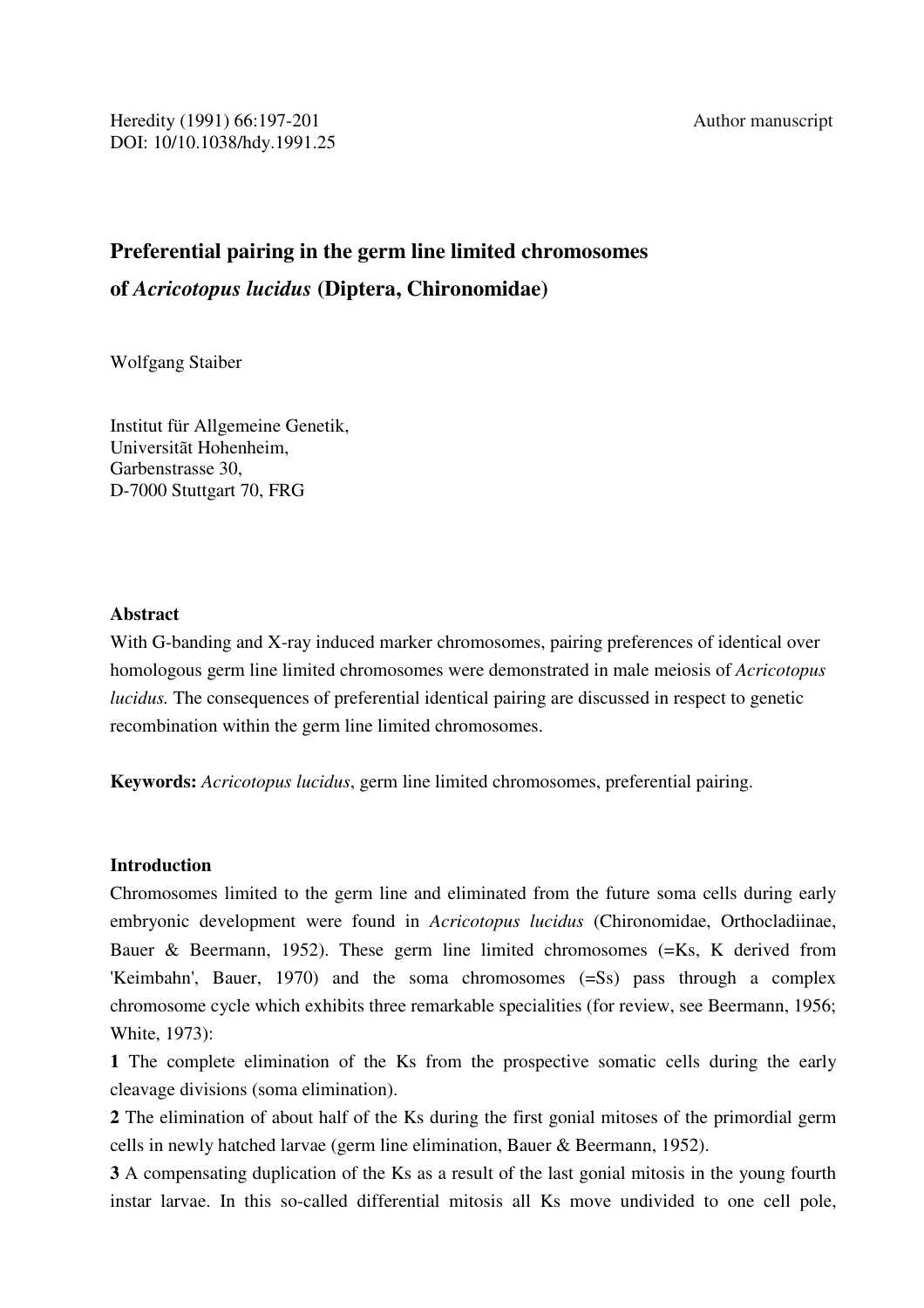Heredity (1991) 66:197-201
DOI: 10/10.1038/hdy.1991.25

Author manuscript

# Preferential pairing in the germ line limited chromosomes of *Acricotopus lucidus* (Diptera, Chironomidae)

Wolfgang Staiber

Institut für Allgemeine Genetik,
Universität Hohenheim,
Garbenstrasse 30,
D-7000 Stuttgart 70, FRG

**Abstract**

With G-banding and X-ray induced marker chromosomes, pairing preferences of identical over homologous germ line limited chromosomes were demonstrated in male meiosis of *Acricotopus lucidus.* The consequences of preferential identical pairing are discussed in respect to genetic recombination within the germ line limited chromosomes.

**Keywords:** *Acricotopus lucidus*, germ line limited chromosomes, preferential pairing.

**Introduction**

Chromosomes limited to the germ line and eliminated from the future soma cells during early embryonic development were found in *Acricotopus lucidus* (Chironomidae, Orthocladiinae, Bauer & Beermann, 1952). These germ line limited chromosomes (=Ks, K derived from 'Keimbahn', Bauer, 1970) and the soma chromosomes (=Ss) pass through a complex chromosome cycle which exhibits three remarkable specialities (for review, see Beermann, 1956; White, 1973):

**1** The complete elimination of the Ks from the prospective somatic cells during the early cleavage divisions (soma elimination).

**2** The elimination of about half of the Ks during the first gonial mitoses of the primordial germ cells in newly hatched larvae (germ line elimination, Bauer & Beermann, 1952).

**3** A compensating duplication of the Ks as a result of the last gonial mitosis in the young fourth instar larvae. In this so-called differential mitosis all Ks move undivided to one cell pole,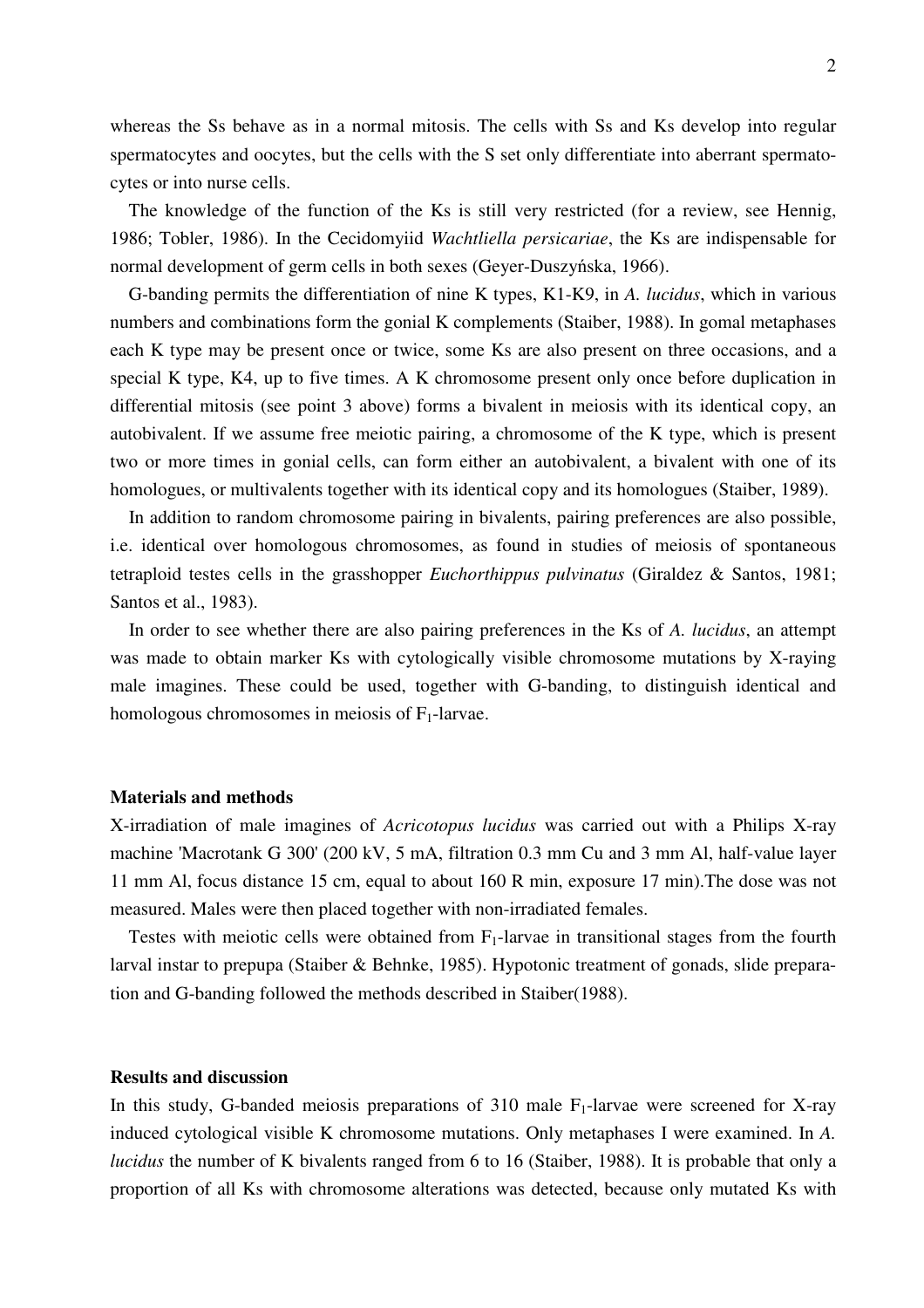whereas the Ss behave as in a normal mitosis. The cells with Ss and Ks develop into regular spermatocytes and oocytes, but the cells with the S set only differentiate into aberrant spermatocytes or into nurse cells.

The knowledge of the function of the Ks is still very restricted (for a review, see Hennig, 1986; Tobler, 1986). In the Cecidomyiid *Wachtliella persicariae*, the Ks are indispensable for normal development of germ cells in both sexes (Geyer-Duszyńska, 1966).

G-banding permits the differentiation of nine K types, K1-K9, in *A. lucidus*, which in various numbers and combinations form the gonial K complements (Staiber, 1988). In gonal metaphases each K type may be present once or twice, some Ks are also present on three occasions, and a special K type, K4, up to five times. A K chromosome present only once before duplication in differential mitosis (see point 3 above) forms a bivalent in meiosis with its identical copy, an autobivalent. If we assume free meiotic pairing, a chromosome of the K type, which is present two or more times in gonial cells, can form either an autobivalent, a bivalent with one of its homologues, or multivalents together with its identical copy and its homologues (Staiber, 1989).

In addition to random chromosome pairing in bivalents, pairing preferences are also possible, i.e. identical over homologous chromosomes, as found in studies of meiosis of spontaneous tetraploid testes cells in the grasshopper *Euchorthippus pulvinatus* (Giraldez & Santos, 1981; Santos et al., 1983).

In order to see whether there are also pairing preferences in the Ks of *A. lucidus*, an attempt was made to obtain marker Ks with cytologically visible chromosome mutations by X-raying male imagines. These could be used, together with G-banding, to distinguish identical and homologous chromosomes in meiosis of $F_1$-larvae.

## Materials and methods

X-irradiation of male imagines of *Acricotopus lucidus* was carried out with a Philips X-ray machine 'Macrotank G 300' (200 kV, 5 mA, filtration 0.3 mm Cu and 3 mm Al, half-value layer 11 mm Al, focus distance 15 cm, equal to about 160 R min, exposure 17 min).The dose was not measured. Males were then placed together with non-irradiated females.

Testes with meiotic cells were obtained from $F_1$-larvae in transitional stages from the fourth larval instar to prepupa (Staiber & Behnke, 1985). Hypotonic treatment of gonads, slide preparation and G-banding followed the methods described in Staiber(1988).

## Results and discussion

In this study, G-banded meiosis preparations of 310 male $F_1$-larvae were screened for X-ray induced cytological visible K chromosome mutations. Only metaphases I were examined. In *A. lucidus* the number of K bivalents ranged from 6 to 16 (Staiber, 1988). It is probable that only a proportion of all Ks with chromosome alterations was detected, because only mutated Ks with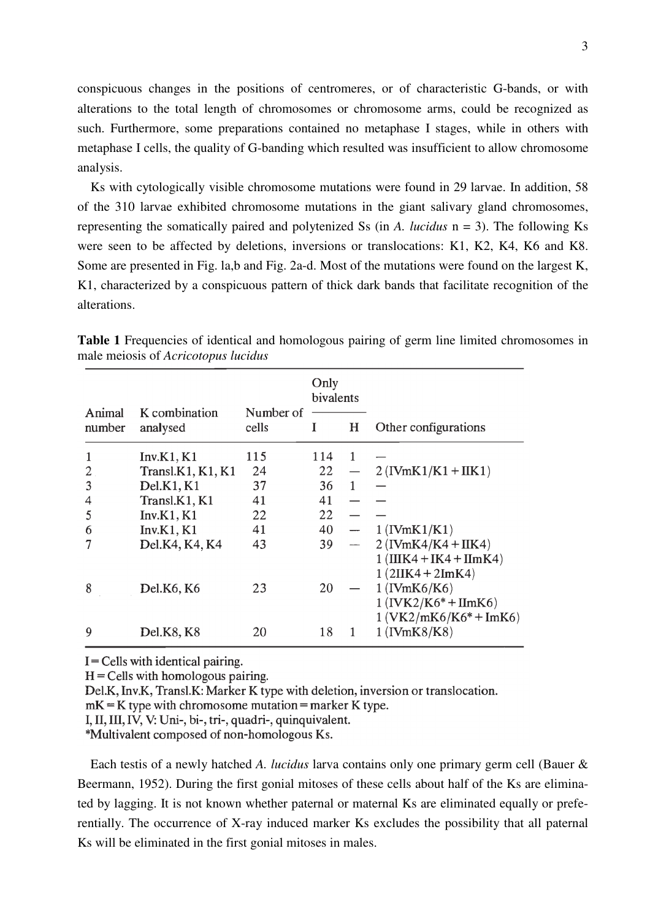conspicuous changes in the positions of centromeres, or of characteristic G-bands, or with alterations to the total length of chromosomes or chromosome arms, could be recognized as such. Furthermore, some preparations contained no metaphase I stages, while in others with metaphase I cells, the quality of G-banding which resulted was insufficient to allow chromosome analysis.

Ks with cytologically visible chromosome mutations were found in 29 larvae. In addition, 58 of the 310 larvae exhibited chromosome mutations in the giant salivary gland chromosomes, representing the somatically paired and polytenized Ss (in *A. lucidus* n = 3). The following Ks were seen to be affected by deletions, inversions or translocations: K1, K2, K4, K6 and K8. Some are presented in Fig. la,b and Fig. 2a-d. Most of the mutations were found on the largest K, K1, characterized by a conspicuous pattern of thick dark bands that facilitate recognition of the alterations.

**Table 1** Frequencies of identical and homologous pairing of germ line limited chromosomes in male meiosis of *Acricotopus lucidus*

| Animal number | K combination analysed | Number of cells | Only bivalents | | Other configurations |
|---|---|---|---|---|---|
| | | | I | H | |
| 1 | Inv.K1, K1 | 115 | 114 | 1 | — |
| 2 | Transl.K1, K1, K1 | 24 | 22 | — | 2 (IVmK1/K1 + IIK1) |
| 3 | Del.K1, K1 | 37 | 36 | 1 | — |
| 4 | Transl.K1, K1 | 41 | 41 | — | — |
| 5 | Inv.K1, K1 | 22 | 22 | — | — |
| 6 | Inv.K1, K1 | 41 | 40 | — | 1 (IVmK1/K1) |
| 7 | Del.K4, K4, K4 | 43 | 39 | — | 2 (IVmK4/K4 + IIK4)<br>1 (IIIK4 + IK4 + IImK4)<br>1 (2IIK4 + 2ImK4) |
| 8 | Del.K6, K6 | 23 | 20 | — | 1 (IVmK6/K6)<br>1 (IVK2/K6* + IImK6)<br>1 (VK2/mK6/K6* + ImK6) |
| 9 | Del.K8, K8 | 20 | 18 | 1 | 1 (IVmK8/K8) |

I = Cells with identical pairing.
H = Cells with homologous pairing.
Del.K, Inv.K, Transl.K: Marker K type with deletion, inversion or translocation.
mK = K type with chromosome mutation = marker K type.
I, II, III, IV, V: Uni-, bi-, tri-, quadri-, quinquivalent.
*Multivalent composed of non-homologous Ks.

Each testis of a newly hatched *A. lucidus* larva contains only one primary germ cell (Bauer & Beermann, 1952). During the first gonial mitoses of these cells about half of the Ks are eliminated by lagging. It is not known whether paternal or maternal Ks are eliminated equally or preferentially. The occurrence of X-ray induced marker Ks excludes the possibility that all paternal Ks will be eliminated in the first gonial mitoses in males.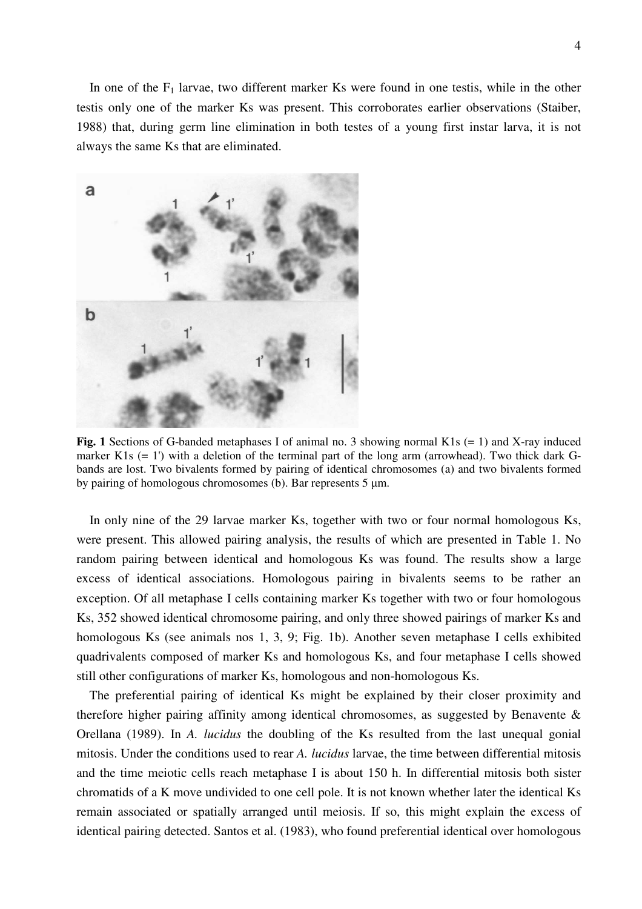In one of the $F_1$ larvae, two different marker Ks were found in one testis, while in the other testis only one of the marker Ks was present. This corroborates earlier observations (Staiber, 1988) that, during germ line elimination in both testes of a young first instar larva, it is not always the same Ks that are eliminated.

**Fig. 1** Sections of G-banded metaphases I of animal no. 3 showing normal K1s (= 1) and X-ray induced marker K1s (= 1') with a deletion of the terminal part of the long arm (arrowhead). Two thick dark G-bands are lost. Two bivalents formed by pairing of identical chromosomes (a) and two bivalents formed by pairing of homologous chromosomes (b). Bar represents 5 µm.

In only nine of the 29 larvae marker Ks, together with two or four normal homologous Ks, were present. This allowed pairing analysis, the results of which are presented in Table 1. No random pairing between identical and homologous Ks was found. The results show a large excess of identical associations. Homologous pairing in bivalents seems to be rather an exception. Of all metaphase I cells containing marker Ks together with two or four homologous Ks, 352 showed identical chromosome pairing, and only three showed pairings of marker Ks and homologous Ks (see animals nos 1, 3, 9; Fig. 1b). Another seven metaphase I cells exhibited quadrivalents composed of marker Ks and homologous Ks, and four metaphase I cells showed still other configurations of marker Ks, homologous and non-homologous Ks.

The preferential pairing of identical Ks might be explained by their closer proximity and therefore higher pairing affinity among identical chromosomes, as suggested by Benavente & Orellana (1989). In *A. lucidus* the doubling of the Ks resulted from the last unequal gonial mitosis. Under the conditions used to rear *A. lucidus* larvae, the time between differential mitosis and the time meiotic cells reach metaphase I is about 150 h. In differential mitosis both sister chromatids of a K move undivided to one cell pole. It is not known whether later the identical Ks remain associated or spatially arranged until meiosis. If so, this might explain the excess of identical pairing detected. Santos et al. (1983), who found preferential identical over homologous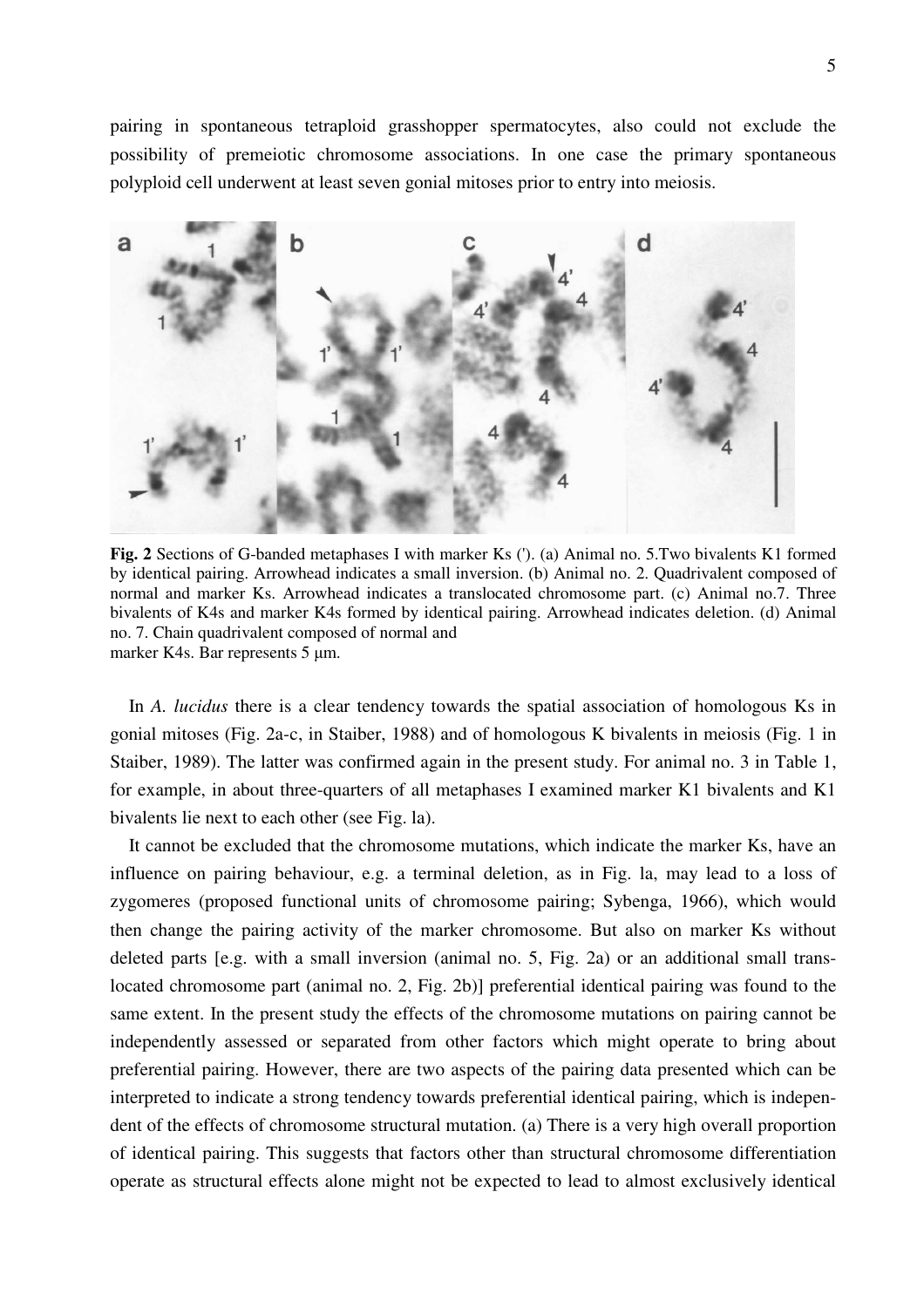pairing in spontaneous tetraploid grasshopper spermatocytes, also could not exclude the possibility of premeiotic chromosome associations. In one case the primary spontaneous polyploid cell underwent at least seven gonial mitoses prior to entry into meiosis.

**Fig. 2** Sections of G-banded metaphases I with marker Ks ('). (a) Animal no. 5.Two bivalents K1 formed by identical pairing. Arrowhead indicates a small inversion. (b) Animal no. 2. Quadrivalent composed of normal and marker Ks. Arrowhead indicates a translocated chromosome part. (c) Animal no.7. Three bivalents of K4s and marker K4s formed by identical pairing. Arrowhead indicates deletion. (d) Animal no. 7. Chain quadrivalent composed of normal and marker K4s. Bar represents 5 µm.

In *A. lucidus* there is a clear tendency towards the spatial association of homologous Ks in gonial mitoses (Fig. 2a-c, in Staiber, 1988) and of homologous K bivalents in meiosis (Fig. 1 in Staiber, 1989). The latter was confirmed again in the present study. For animal no. 3 in Table 1, for example, in about three-quarters of all metaphases I examined marker K1 bivalents and K1 bivalents lie next to each other (see Fig. la).

It cannot be excluded that the chromosome mutations, which indicate the marker Ks, have an influence on pairing behaviour, e.g. a terminal deletion, as in Fig. la, may lead to a loss of zygomeres (proposed functional units of chromosome pairing; Sybenga, 1966), which would then change the pairing activity of the marker chromosome. But also on marker Ks without deleted parts [e.g. with a small inversion (animal no. 5, Fig. 2a) or an additional small translocated chromosome part (animal no. 2, Fig. 2b)] preferential identical pairing was found to the same extent. In the present study the effects of the chromosome mutations on pairing cannot be independently assessed or separated from other factors which might operate to bring about preferential pairing. However, there are two aspects of the pairing data presented which can be interpreted to indicate a strong tendency towards preferential identical pairing, which is independent of the effects of chromosome structural mutation. (a) There is a very high overall proportion of identical pairing. This suggests that factors other than structural chromosome differentiation operate as structural effects alone might not be expected to lead to almost exclusively identical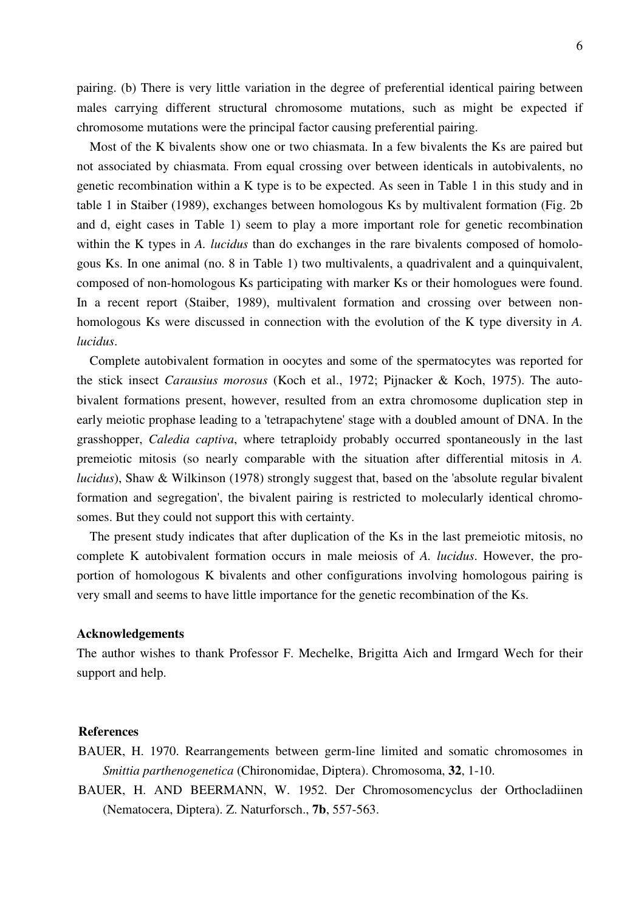pairing. (b) There is very little variation in the degree of preferential identical pairing between males carrying different structural chromosome mutations, such as might be expected if chromosome mutations were the principal factor causing preferential pairing.

Most of the K bivalents show one or two chiasmata. In a few bivalents the Ks are paired but not associated by chiasmata. From equal crossing over between identicals in autobivalents, no genetic recombination within a K type is to be expected. As seen in Table 1 in this study and in table 1 in Staiber (1989), exchanges between homologous Ks by multivalent formation (Fig. 2b and d, eight cases in Table 1) seem to play a more important role for genetic recombination within the K types in *A. lucidus* than do exchanges in the rare bivalents composed of homologous Ks. In one animal (no. 8 in Table 1) two multivalents, a quadrivalent and a quinquivalent, composed of non-homologous Ks participating with marker Ks or their homologues were found. In a recent report (Staiber, 1989), multivalent formation and crossing over between non-homologous Ks were discussed in connection with the evolution of the K type diversity in *A. lucidus*.

Complete autobivalent formation in oocytes and some of the spermatocytes was reported for the stick insect *Carausius morosus* (Koch et al., 1972; Pijnacker & Koch, 1975). The autobivalent formations present, however, resulted from an extra chromosome duplication step in early meiotic prophase leading to a 'tetrapachytene' stage with a doubled amount of DNA. In the grasshopper, *Caledia captiva*, where tetraploidy probably occurred spontaneously in the last premeiotic mitosis (so nearly comparable with the situation after differential mitosis in *A. lucidus*), Shaw & Wilkinson (1978) strongly suggest that, based on the 'absolute regular bivalent formation and segregation', the bivalent pairing is restricted to molecularly identical chromosomes. But they could not support this with certainty.

The present study indicates that after duplication of the Ks in the last premeiotic mitosis, no complete K autobivalent formation occurs in male meiosis of *A. lucidus*. However, the proportion of homologous K bivalents and other configurations involving homologous pairing is very small and seems to have little importance for the genetic recombination of the Ks.

**Acknowledgements**

The author wishes to thank Professor F. Mechelke, Brigitta Aich and Irmgard Wech for their support and help.

**References**

BAUER, H. 1970. Rearrangements between germ-line limited and somatic chromosomes in *Smittia parthenogenetica* (Chironomidae, Diptera). Chromosoma, **32**, 1-10.

BAUER, H. AND BEERMANN, W. 1952. Der Chromosomencyclus der Orthocladiinen (Nematocera, Diptera). Z. Naturforsch., **7b**, 557-563.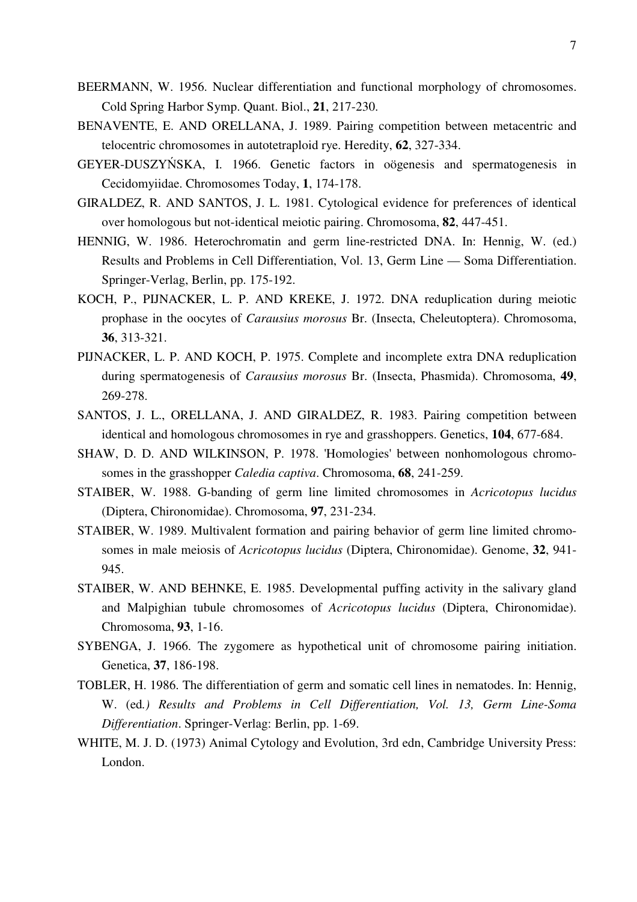BEERMANN, W. 1956. Nuclear differentiation and functional morphology of chromosomes. Cold Spring Harbor Symp. Quant. Biol., **21**, 217-230.

BENAVENTE, E. AND ORELLANA, J. 1989. Pairing competition between metacentric and telocentric chromosomes in autotetraploid rye. Heredity, **62**, 327-334.

GEYER-DUSZYŃSKA, I. 1966. Genetic factors in oögenesis and spermatogenesis in Cecidomyiidae. Chromosomes Today, **1**, 174-178.

GIRALDEZ, R. AND SANTOS, J. L. 1981. Cytological evidence for preferences of identical over homologous but not-identical meiotic pairing. Chromosoma, **82**, 447-451.

HENNIG, W. 1986. Heterochromatin and germ line-restricted DNA. In: Hennig, W. (ed.) Results and Problems in Cell Differentiation, Vol. 13, Germ Line — Soma Differentiation. Springer-Verlag, Berlin, pp. 175-192.

KOCH, P., PIJNACKER, L. P. AND KREKE, J. 1972. DNA reduplication during meiotic prophase in the oocytes of *Carausius morosus* Br. (Insecta, Cheleutoptera). Chromosoma, **36**, 313-321.

PIJNACKER, L. P. AND KOCH, P. 1975. Complete and incomplete extra DNA reduplication during spermatogenesis of *Carausius morosus* Br. (Insecta, Phasmida). Chromosoma, **49**, 269-278.

SANTOS, J. L., ORELLANA, J. AND GIRALDEZ, R. 1983. Pairing competition between identical and homologous chromosomes in rye and grasshoppers. Genetics, **104**, 677-684.

SHAW, D. D. AND WILKINSON, P. 1978. 'Homologies' between nonhomologous chromosomes in the grasshopper *Caledia captiva*. Chromosoma, **68**, 241-259.

STAIBER, W. 1988. G-banding of germ line limited chromosomes in *Acricotopus lucidus* (Diptera, Chironomidae). Chromosoma, **97**, 231-234.

STAIBER, W. 1989. Multivalent formation and pairing behavior of germ line limited chromosomes in male meiosis of *Acricotopus lucidus* (Diptera, Chironomidae). Genome, **32**, 941-945.

STAIBER, W. AND BEHNKE, E. 1985. Developmental puffing activity in the salivary gland and Malpighian tubule chromosomes of *Acricotopus lucidus* (Diptera, Chironomidae). Chromosoma, **93**, 1-16.

SYBENGA, J. 1966. The zygomere as hypothetical unit of chromosome pairing initiation. Genetica, **37**, 186-198.

TOBLER, H. 1986. The differentiation of germ and somatic cell lines in nematodes. In: Hennig, W. (ed*.) Results and Problems in Cell Differentiation, Vol. 13, Germ Line-Soma Differentiation*. Springer-Verlag: Berlin, pp. 1-69.

WHITE, M. J. D. (1973) Animal Cytology and Evolution, 3rd edn, Cambridge University Press: London.